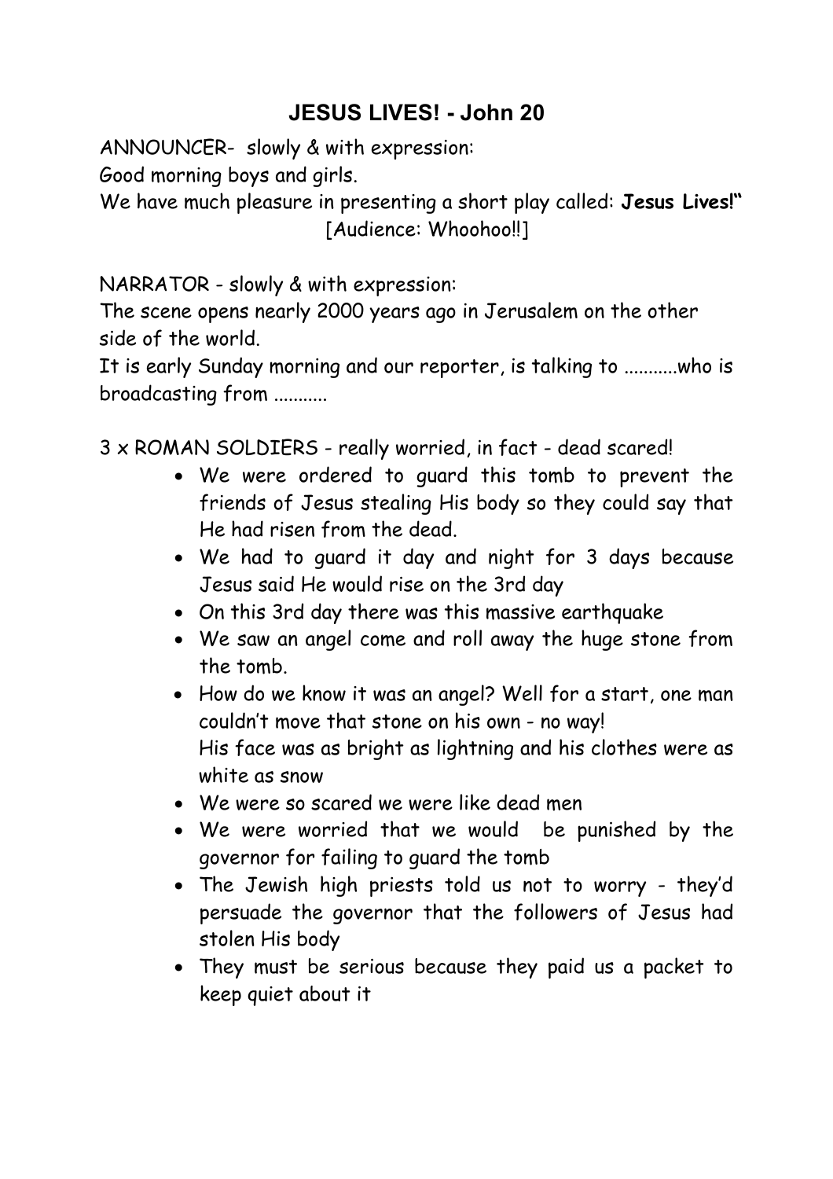# JESUS LIVES! - John 20

ANNOUNCER- slowly & with expression:
Good morning boys and girls.
We have much pleasure in presenting a short play called: **Jesus Lives!"**
[Audience: Whoohoo!!]

NARRATOR - slowly & with expression:
The scene opens nearly 2000 years ago in Jerusalem on the other side of the world.
It is early Sunday morning and our reporter, is talking to ...........who is broadcasting from ...........

3 x ROMAN SOLDIERS - really worried, in fact - dead scared!

- We were ordered to guard this tomb to prevent the friends of Jesus stealing His body so they could say that He had risen from the dead.
- We had to guard it day and night for 3 days because Jesus said He would rise on the 3rd day
- On this 3rd day there was this massive earthquake
- We saw an angel come and roll away the huge stone from the tomb.
- How do we know it was an angel? Well for a start, one man couldn't move that stone on his own - no way!
  His face was as bright as lightning and his clothes were as white as snow
- We were so scared we were like dead men
- We were worried that we would be punished by the governor for failing to guard the tomb
- The Jewish high priests told us not to worry - they'd persuade the governor that the followers of Jesus had stolen His body
- They must be serious because they paid us a packet to keep quiet about it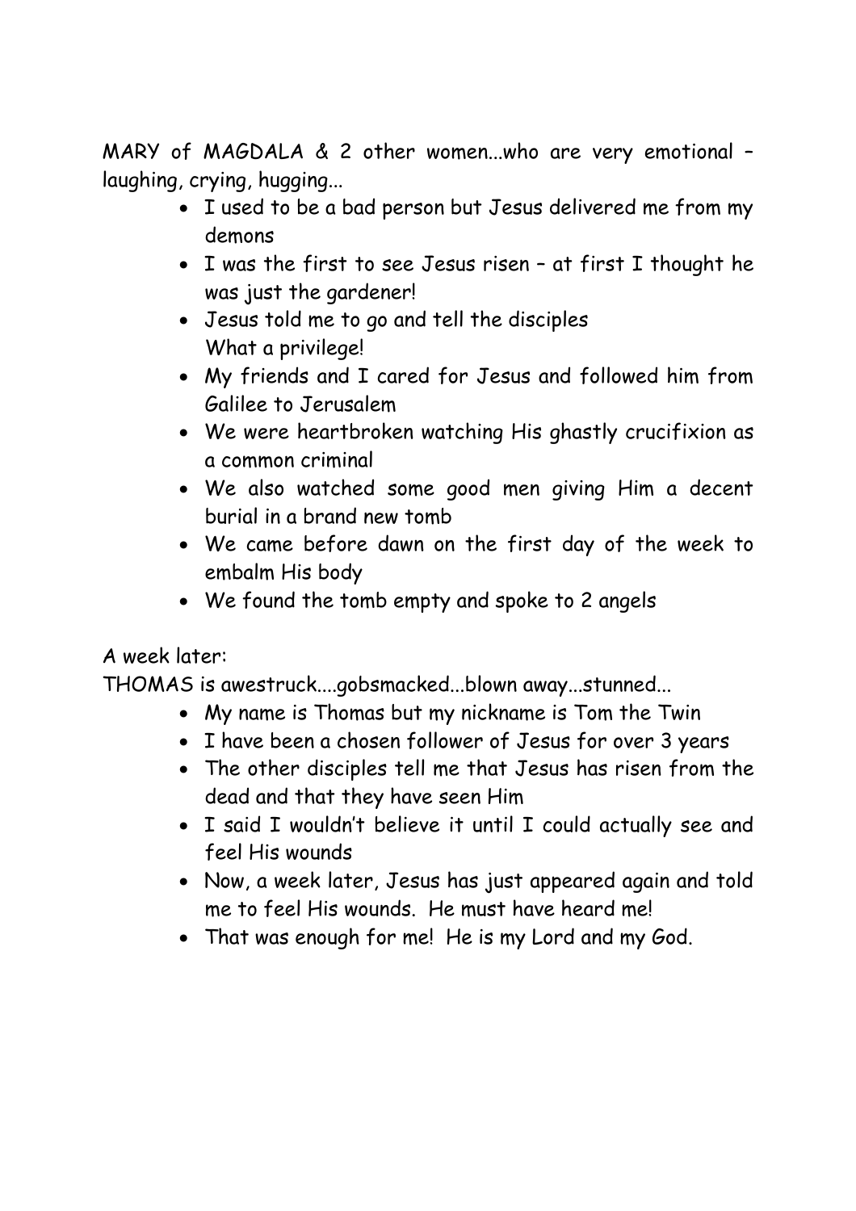MARY of MAGDALA & 2 other women...who are very emotional – laughing, crying, hugging...

- I used to be a bad person but Jesus delivered me from my demons
- I was the first to see Jesus risen – at first I thought he was just the gardener!
- Jesus told me to go and tell the disciples  
  What a privilege!
- My friends and I cared for Jesus and followed him from Galilee to Jerusalem
- We were heartbroken watching His ghastly crucifixion as a common criminal
- We also watched some good men giving Him a decent burial in a brand new tomb
- We came before dawn on the first day of the week to embalm His body
- We found the tomb empty and spoke to 2 angels

A week later:

THOMAS is awestruck....gobsmacked...blown away...stunned...

- My name is Thomas but my nickname is Tom the Twin
- I have been a chosen follower of Jesus for over 3 years
- The other disciples tell me that Jesus has risen from the dead and that they have seen Him
- I said I wouldn't believe it until I could actually see and feel His wounds
- Now, a week later, Jesus has just appeared again and told me to feel His wounds. He must have heard me!
- That was enough for me! He is my Lord and my God.